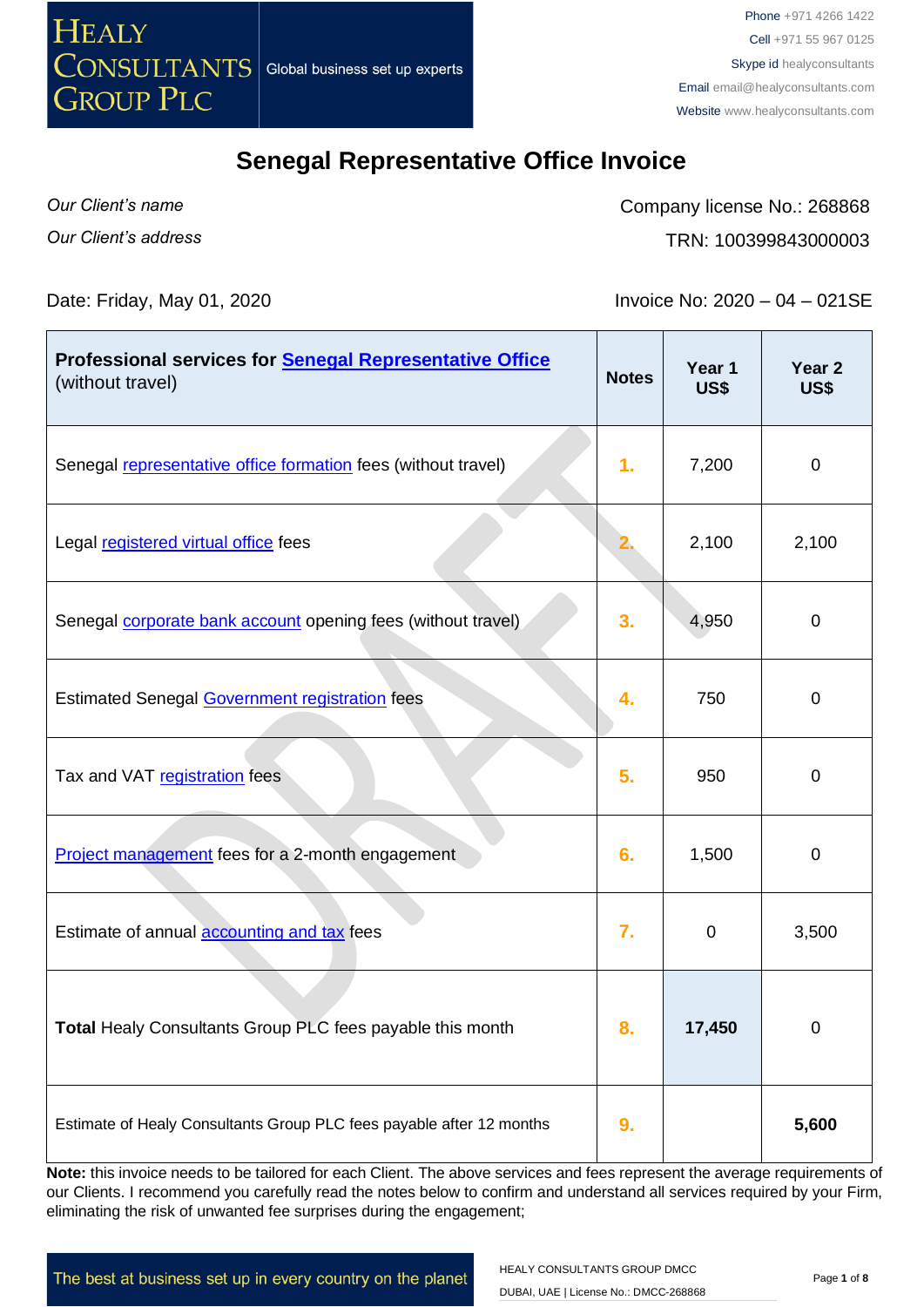HEALY CONSULTANTS GROUP PLC

Global business set up experts

Phone +971 4266 1422
Cell +971 55 967 0125
Skype id healyconsultants
Email email@healyconsultants.com
Website www.healyconsultants.com

# Senegal Representative Office Invoice

*Our Client's name*

*Our Client's address*

Company license No.: 268868

TRN: 100399843000003

Date: Friday, May 01, 2020

Invoice No: 2020 – 04 – 021SE

| **Professional services for Senegal Representative Office** (without travel) | **Notes** | **Year 1 US$** | **Year 2 US$** |
|---|---|---|---|
| Senegal representative office formation fees (without travel) | 1. | 7,200 | 0 |
| Legal registered virtual office fees | 2. | 2,100 | 2,100 |
| Senegal corporate bank account opening fees (without travel) | 3. | 4,950 | 0 |
| Estimated Senegal Government registration fees | 4. | 750 | 0 |
| Tax and VAT registration fees | 5. | 950 | 0 |
| Project management fees for a 2-month engagement | 6. | 1,500 | 0 |
| Estimate of annual accounting and tax fees | 7. | 0 | 3,500 |
| **Total** Healy Consultants Group PLC fees payable this month | 8. | **17,450** | 0 |
| Estimate of Healy Consultants Group PLC fees payable after 12 months | 9. | | **5,600** |

**Note:** this invoice needs to be tailored for each Client. The above services and fees represent the average requirements of our Clients. I recommend you carefully read the notes below to confirm and understand all services required by your Firm, eliminating the risk of unwanted fee surprises during the engagement;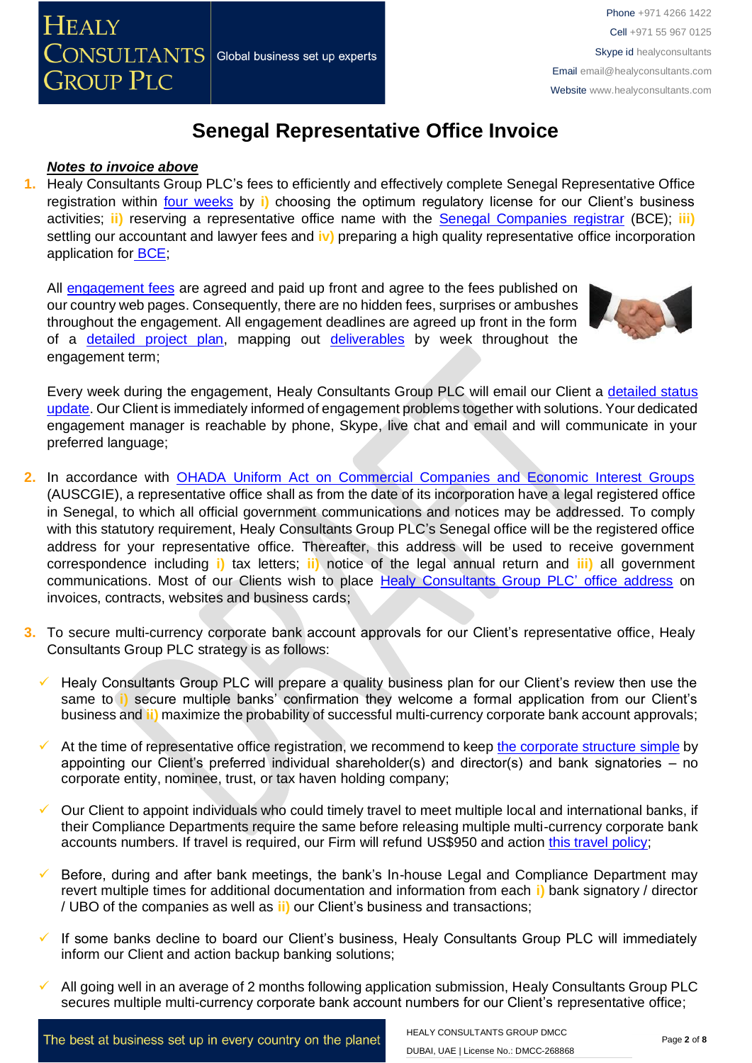# Senegal Representative Office Invoice

***Notes to invoice above***

1. Healy Consultants Group PLC's fees to efficiently and effectively complete Senegal Representative Office registration within four weeks by **i)** choosing the optimum regulatory license for our Client's business activities; **ii)** reserving a representative office name with the Senegal Companies registrar (BCE); **iii)** settling our accountant and lawyer fees and **iv)** preparing a high quality representative office incorporation application for BCE;

   All engagement fees are agreed and paid up front and agree to the fees published on our country web pages. Consequently, there are no hidden fees, surprises or ambushes throughout the engagement. All engagement deadlines are agreed up front in the form of a detailed project plan, mapping out deliverables by week throughout the engagement term;

   Every week during the engagement, Healy Consultants Group PLC will email our Client a detailed status update. Our Client is immediately informed of engagement problems together with solutions. Your dedicated engagement manager is reachable by phone, Skype, live chat and email and will communicate in your preferred language;

2. In accordance with OHADA Uniform Act on Commercial Companies and Economic Interest Groups (AUSCGIE), a representative office shall as from the date of its incorporation have a legal registered office in Senegal, to which all official government communications and notices may be addressed. To comply with this statutory requirement, Healy Consultants Group PLC's Senegal office will be the registered office address for your representative office. Thereafter, this address will be used to receive government correspondence including **i)** tax letters; **ii)** notice of the legal annual return and **iii)** all government communications. Most of our Clients wish to place Healy Consultants Group PLC' office address on invoices, contracts, websites and business cards;

3. To secure multi-currency corporate bank account approvals for our Client's representative office, Healy Consultants Group PLC strategy is as follows:

   - ✓ Healy Consultants Group PLC will prepare a quality business plan for our Client's review then use the same to **i)** secure multiple banks' confirmation they welcome a formal application from our Client's business and **ii)** maximize the probability of successful multi-currency corporate bank account approvals;
   - ✓ At the time of representative office registration, we recommend to keep the corporate structure simple by appointing our Client's preferred individual shareholder(s) and director(s) and bank signatories – no corporate entity, nominee, trust, or tax haven holding company;
   - ✓ Our Client to appoint individuals who could timely travel to meet multiple local and international banks, if their Compliance Departments require the same before releasing multiple multi-currency corporate bank accounts numbers. If travel is required, our Firm will refund US$950 and action this travel policy;
   - ✓ Before, during and after bank meetings, the bank's In-house Legal and Compliance Department may revert multiple times for additional documentation and information from each **i)** bank signatory / director / UBO of the companies as well as **ii)** our Client's business and transactions;
   - ✓ If some banks decline to board our Client's business, Healy Consultants Group PLC will immediately inform our Client and action backup banking solutions;
   - ✓ All going well in an average of 2 months following application submission, Healy Consultants Group PLC secures multiple multi-currency corporate bank account numbers for our Client's representative office;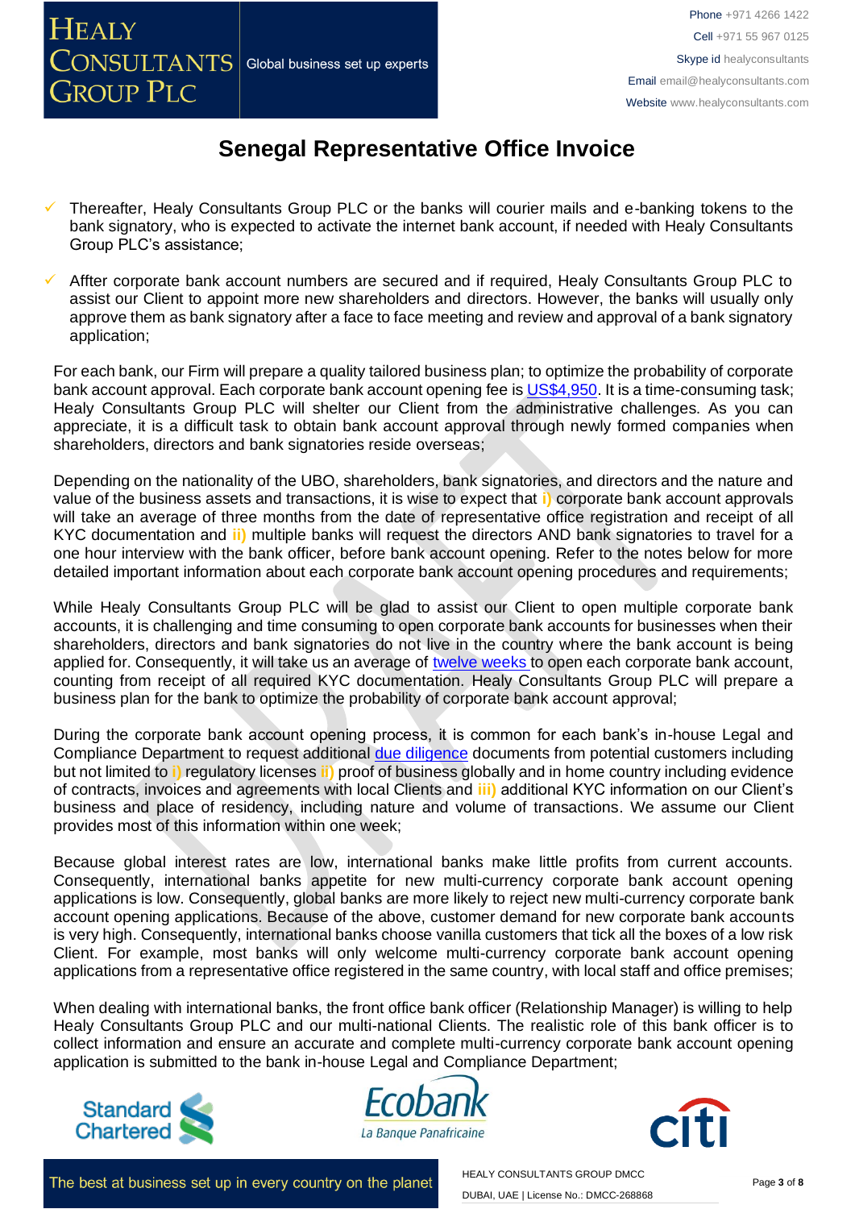# Senegal Representative Office Invoice

- ✓ Thereafter, Healy Consultants Group PLC or the banks will courier mails and e-banking tokens to the bank signatory, who is expected to activate the internet bank account, if needed with Healy Consultants Group PLC's assistance;
- ✓ Affter corporate bank account numbers are secured and if required, Healy Consultants Group PLC to assist our Client to appoint more new shareholders and directors. However, the banks will usually only approve them as bank signatory after a face to face meeting and review and approval of a bank signatory application;

For each bank, our Firm will prepare a quality tailored business plan; to optimize the probability of corporate bank account approval. Each corporate bank account opening fee is US$4,950. It is a time-consuming task; Healy Consultants Group PLC will shelter our Client from the administrative challenges. As you can appreciate, it is a difficult task to obtain bank account approval through newly formed companies when shareholders, directors and bank signatories reside overseas;

Depending on the nationality of the UBO, shareholders, bank signatories, and directors and the nature and value of the business assets and transactions, it is wise to expect that **i)** corporate bank account approvals will take an average of three months from the date of representative office registration and receipt of all KYC documentation and **ii)** multiple banks will request the directors AND bank signatories to travel for a one hour interview with the bank officer, before bank account opening. Refer to the notes below for more detailed important information about each corporate bank account opening procedures and requirements;

While Healy Consultants Group PLC will be glad to assist our Client to open multiple corporate bank accounts, it is challenging and time consuming to open corporate bank accounts for businesses when their shareholders, directors and bank signatories do not live in the country where the bank account is being applied for. Consequently, it will take us an average of twelve weeks to open each corporate bank account, counting from receipt of all required KYC documentation. Healy Consultants Group PLC will prepare a business plan for the bank to optimize the probability of corporate bank account approval;

During the corporate bank account opening process, it is common for each bank's in-house Legal and Compliance Department to request additional due diligence documents from potential customers including but not limited to **i)** regulatory licenses **ii)** proof of business globally and in home country including evidence of contracts, invoices and agreements with local Clients and **iii)** additional KYC information on our Client's business and place of residency, including nature and volume of transactions. We assume our Client provides most of this information within one week;

Because global interest rates are low, international banks make little profits from current accounts. Consequently, international banks appetite for new multi-currency corporate bank account opening applications is low. Consequently, global banks are more likely to reject new multi-currency corporate bank account opening applications. Because of the above, customer demand for new corporate bank accounts is very high. Consequently, international banks choose vanilla customers that tick all the boxes of a low risk Client. For example, most banks will only welcome multi-currency corporate bank account opening applications from a representative office registered in the same country, with local staff and office premises;

When dealing with international banks, the front office bank officer (Relationship Manager) is willing to help Healy Consultants Group PLC and our multi-national Clients. The realistic role of this bank officer is to collect information and ensure an accurate and complete multi-currency corporate bank account opening application is submitted to the bank in-house Legal and Compliance Department;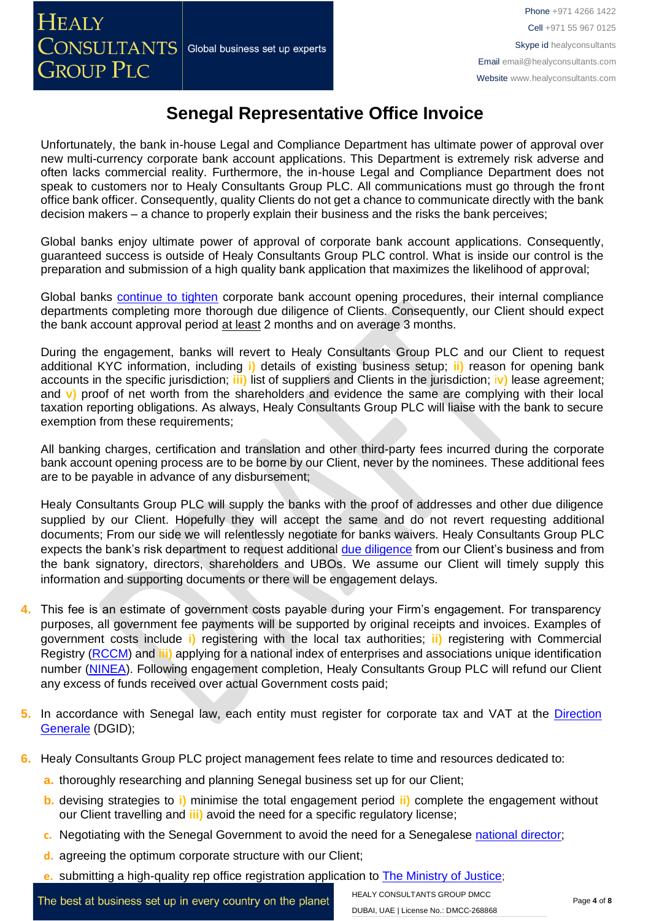# Senegal Representative Office Invoice

Unfortunately, the bank in-house Legal and Compliance Department has ultimate power of approval over new multi-currency corporate bank account applications. This Department is extremely risk adverse and often lacks commercial reality. Furthermore, the in-house Legal and Compliance Department does not speak to customers nor to Healy Consultants Group PLC. All communications must go through the front office bank officer. Consequently, quality Clients do not get a chance to communicate directly with the bank decision makers – a chance to properly explain their business and the risks the bank perceives;

Global banks enjoy ultimate power of approval of corporate bank account applications. Consequently, guaranteed success is outside of Healy Consultants Group PLC control. What is inside our control is the preparation and submission of a high quality bank application that maximizes the likelihood of approval;

Global banks continue to tighten corporate bank account opening procedures, their internal compliance departments completing more thorough due diligence of Clients. Consequently, our Client should expect the bank account approval period at least 2 months and on average 3 months.

During the engagement, banks will revert to Healy Consultants Group PLC and our Client to request additional KYC information, including **i)** details of existing business setup; **ii)** reason for opening bank accounts in the specific jurisdiction; **iii)** list of suppliers and Clients in the jurisdiction; **iv)** lease agreement; and **v)** proof of net worth from the shareholders and evidence the same are complying with their local taxation reporting obligations. As always, Healy Consultants Group PLC will liaise with the bank to secure exemption from these requirements;

All banking charges, certification and translation and other third-party fees incurred during the corporate bank account opening process are to be borne by our Client, never by the nominees. These additional fees are to be payable in advance of any disbursement;

Healy Consultants Group PLC will supply the banks with the proof of addresses and other due diligence supplied by our Client. Hopefully they will accept the same and do not revert requesting additional documents; From our side we will relentlessly negotiate for banks waivers. Healy Consultants Group PLC expects the bank's risk department to request additional due diligence from our Client's business and from the bank signatory, directors, shareholders and UBOs. We assume our Client will timely supply this information and supporting documents or there will be engagement delays.

4. This fee is an estimate of government costs payable during your Firm's engagement. For transparency purposes, all government fee payments will be supported by original receipts and invoices. Examples of government costs include **i)** registering with the local tax authorities; **ii)** registering with Commercial Registry (RCCM) and **iii)** applying for a national index of enterprises and associations unique identification number (NINEA). Following engagement completion, Healy Consultants Group PLC will refund our Client any excess of funds received over actual Government costs paid;

5. In accordance with Senegal law, each entity must register for corporate tax and VAT at the Direction Generale (DGID);

6. Healy Consultants Group PLC project management fees relate to time and resources dedicated to:
   a. thoroughly researching and planning Senegal business set up for our Client;
   b. devising strategies to **i)** minimise the total engagement period **ii)** complete the engagement without our Client travelling and **iii)** avoid the need for a specific regulatory license;
   c. Negotiating with the Senegal Government to avoid the need for a Senegalese national director;
   d. agreeing the optimum corporate structure with our Client;
   e. submitting a high-quality rep office registration application to The Ministry of Justice;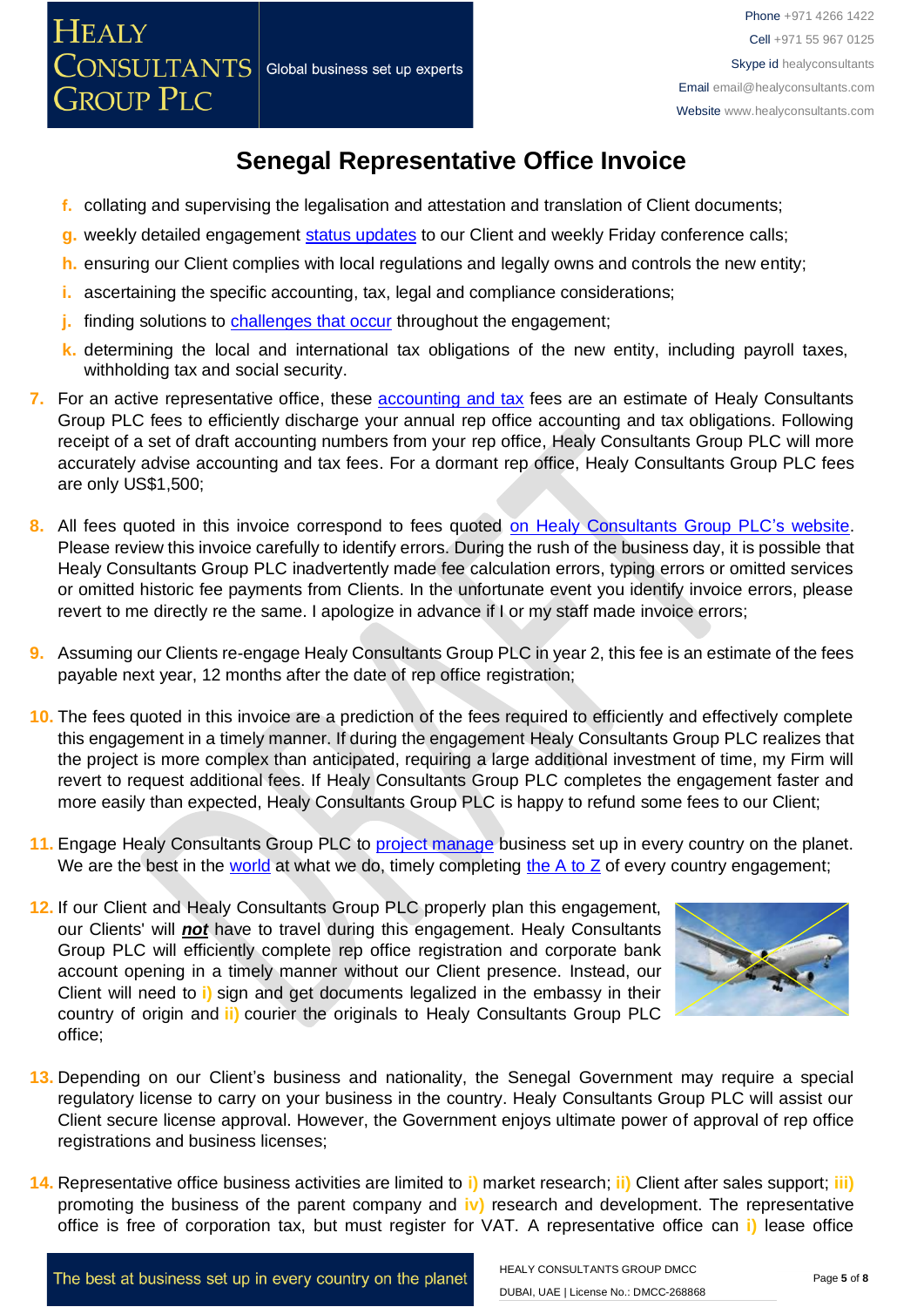# Senegal Representative Office Invoice

f. collating and supervising the legalisation and attestation and translation of Client documents;

g. weekly detailed engagement status updates to our Client and weekly Friday conference calls;

h. ensuring our Client complies with local regulations and legally owns and controls the new entity;

i. ascertaining the specific accounting, tax, legal and compliance considerations;

j. finding solutions to challenges that occur throughout the engagement;

k. determining the local and international tax obligations of the new entity, including payroll taxes, withholding tax and social security.

7. For an active representative office, these accounting and tax fees are an estimate of Healy Consultants Group PLC fees to efficiently discharge your annual rep office accounting and tax obligations. Following receipt of a set of draft accounting numbers from your rep office, Healy Consultants Group PLC will more accurately advise accounting and tax fees. For a dormant rep office, Healy Consultants Group PLC fees are only US$1,500;

8. All fees quoted in this invoice correspond to fees quoted on Healy Consultants Group PLC's website. Please review this invoice carefully to identify errors. During the rush of the business day, it is possible that Healy Consultants Group PLC inadvertently made fee calculation errors, typing errors or omitted services or omitted historic fee payments from Clients. In the unfortunate event you identify invoice errors, please revert to me directly re the same. I apologize in advance if I or my staff made invoice errors;

9. Assuming our Clients re-engage Healy Consultants Group PLC in year 2, this fee is an estimate of the fees payable next year, 12 months after the date of rep office registration;

10. The fees quoted in this invoice are a prediction of the fees required to efficiently and effectively complete this engagement in a timely manner. If during the engagement Healy Consultants Group PLC realizes that the project is more complex than anticipated, requiring a large additional investment of time, my Firm will revert to request additional fees. If Healy Consultants Group PLC completes the engagement faster and more easily than expected, Healy Consultants Group PLC is happy to refund some fees to our Client;

11. Engage Healy Consultants Group PLC to project manage business set up in every country on the planet. We are the best in the world at what we do, timely completing the A to Z of every country engagement;

12. If our Client and Healy Consultants Group PLC properly plan this engagement, our Clients' will ***not*** have to travel during this engagement. Healy Consultants Group PLC will efficiently complete rep office registration and corporate bank account opening in a timely manner without our Client presence. Instead, our Client will need to i) sign and get documents legalized in the embassy in their country of origin and ii) courier the originals to Healy Consultants Group PLC office;

13. Depending on our Client's business and nationality, the Senegal Government may require a special regulatory license to carry on your business in the country. Healy Consultants Group PLC will assist our Client secure license approval. However, the Government enjoys ultimate power of approval of rep office registrations and business licenses;

14. Representative office business activities are limited to i) market research; ii) Client after sales support; iii) promoting the business of the parent company and iv) research and development. The representative office is free of corporation tax, but must register for VAT. A representative office can i) lease office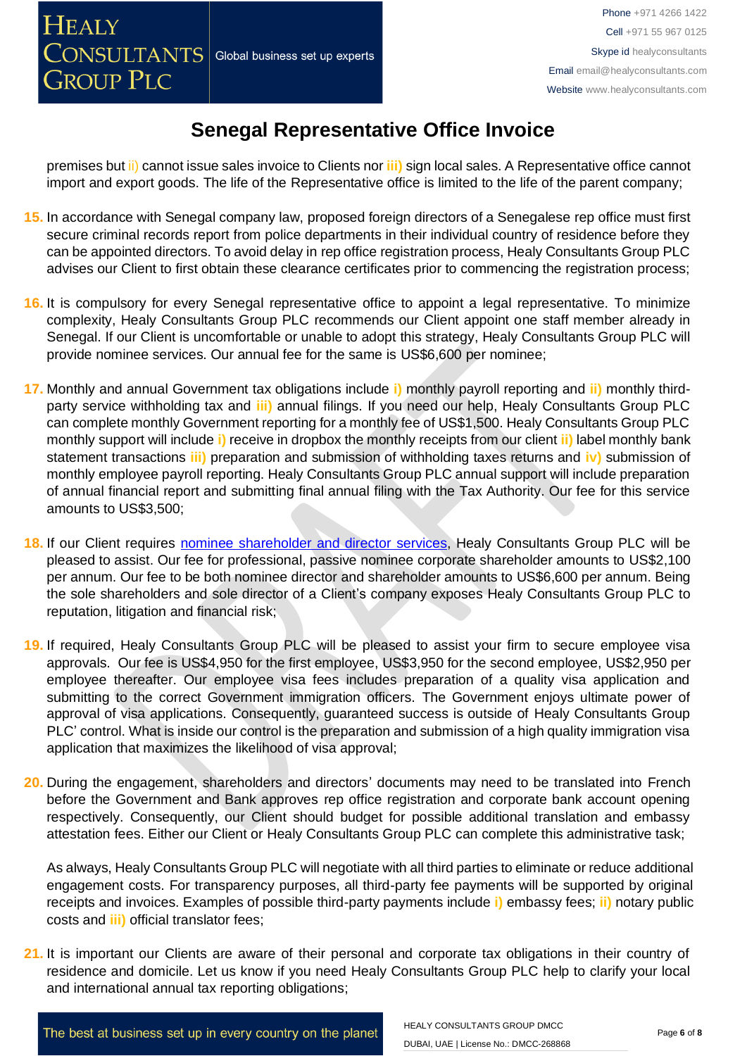premises but ii) cannot issue sales invoice to Clients nor iii) sign local sales. A Representative office cannot import and export goods. The life of the Representative office is limited to the life of the parent company;

15. In accordance with Senegal company law, proposed foreign directors of a Senegalese rep office must first secure criminal records report from police departments in their individual country of residence before they can be appointed directors. To avoid delay in rep office registration process, Healy Consultants Group PLC advises our Client to first obtain these clearance certificates prior to commencing the registration process;

16. It is compulsory for every Senegal representative office to appoint a legal representative. To minimize complexity, Healy Consultants Group PLC recommends our Client appoint one staff member already in Senegal. If our Client is uncomfortable or unable to adopt this strategy, Healy Consultants Group PLC will provide nominee services. Our annual fee for the same is US$6,600 per nominee;

17. Monthly and annual Government tax obligations include i) monthly payroll reporting and ii) monthly third-party service withholding tax and iii) annual filings. If you need our help, Healy Consultants Group PLC can complete monthly Government reporting for a monthly fee of US$1,500. Healy Consultants Group PLC monthly support will include i) receive in dropbox the monthly receipts from our client ii) label monthly bank statement transactions iii) preparation and submission of withholding taxes returns and iv) submission of monthly employee payroll reporting. Healy Consultants Group PLC annual support will include preparation of annual financial report and submitting final annual filing with the Tax Authority. Our fee for this service amounts to US$3,500;

18. If our Client requires [nominee shareholder and director services](), Healy Consultants Group PLC will be pleased to assist. Our fee for professional, passive nominee corporate shareholder amounts to US$2,100 per annum. Our fee to be both nominee director and shareholder amounts to US$6,600 per annum. Being the sole shareholders and sole director of a Client's company exposes Healy Consultants Group PLC to reputation, litigation and financial risk;

19. If required, Healy Consultants Group PLC will be pleased to assist your firm to secure employee visa approvals. Our fee is US$4,950 for the first employee, US$3,950 for the second employee, US$2,950 per employee thereafter. Our employee visa fees includes preparation of a quality visa application and submitting to the correct Government immigration officers. The Government enjoys ultimate power of approval of visa applications. Consequently, guaranteed success is outside of Healy Consultants Group PLC' control. What is inside our control is the preparation and submission of a high quality immigration visa application that maximizes the likelihood of visa approval;

20. During the engagement, shareholders and directors' documents may need to be translated into French before the Government and Bank approves rep office registration and corporate bank account opening respectively. Consequently, our Client should budget for possible additional translation and embassy attestation fees. Either our Client or Healy Consultants Group PLC can complete this administrative task;

    As always, Healy Consultants Group PLC will negotiate with all third parties to eliminate or reduce additional engagement costs. For transparency purposes, all third-party fee payments will be supported by original receipts and invoices. Examples of possible third-party payments include i) embassy fees; ii) notary public costs and iii) official translator fees;

21. It is important our Clients are aware of their personal and corporate tax obligations in their country of residence and domicile. Let us know if you need Healy Consultants Group PLC help to clarify your local and international annual tax reporting obligations;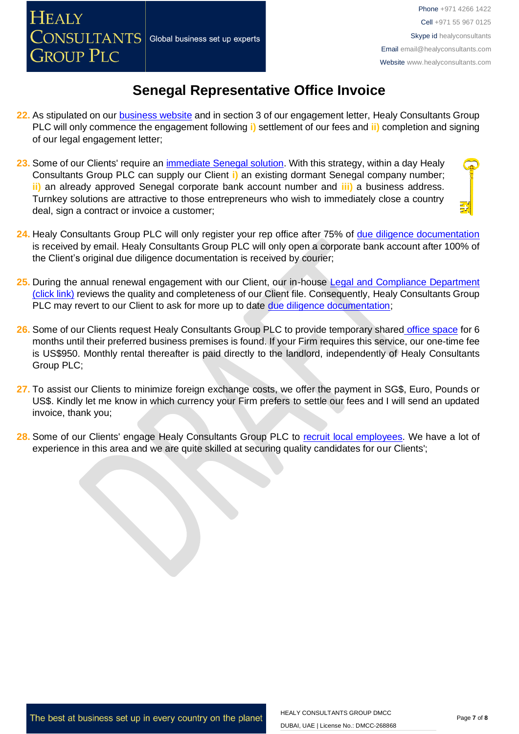# Senegal Representative Office Invoice

22. As stipulated on our business website and in section 3 of our engagement letter, Healy Consultants Group PLC will only commence the engagement following **i)** settlement of our fees and **ii)** completion and signing of our legal engagement letter;

23. Some of our Clients' require an immediate Senegal solution. With this strategy, within a day Healy Consultants Group PLC can supply our Client **i)** an existing dormant Senegal company number; **ii)** an already approved Senegal corporate bank account number and **iii)** a business address. Turnkey solutions are attractive to those entrepreneurs who wish to immediately close a country deal, sign a contract or invoice a customer;

24. Healy Consultants Group PLC will only register your rep office after 75% of due diligence documentation is received by email. Healy Consultants Group PLC will only open a corporate bank account after 100% of the Client's original due diligence documentation is received by courier;

25. During the annual renewal engagement with our Client, our in-house Legal and Compliance Department (click link) reviews the quality and completeness of our Client file. Consequently, Healy Consultants Group PLC may revert to our Client to ask for more up to date due diligence documentation;

26. Some of our Clients request Healy Consultants Group PLC to provide temporary shared office space for 6 months until their preferred business premises is found. If your Firm requires this service, our one-time fee is US$950. Monthly rental thereafter is paid directly to the landlord, independently of Healy Consultants Group PLC;

27. To assist our Clients to minimize foreign exchange costs, we offer the payment in SG$, Euro, Pounds or US$. Kindly let me know in which currency your Firm prefers to settle our fees and I will send an updated invoice, thank you;

28. Some of our Clients' engage Healy Consultants Group PLC to recruit local employees. We have a lot of experience in this area and we are quite skilled at securing quality candidates for our Clients';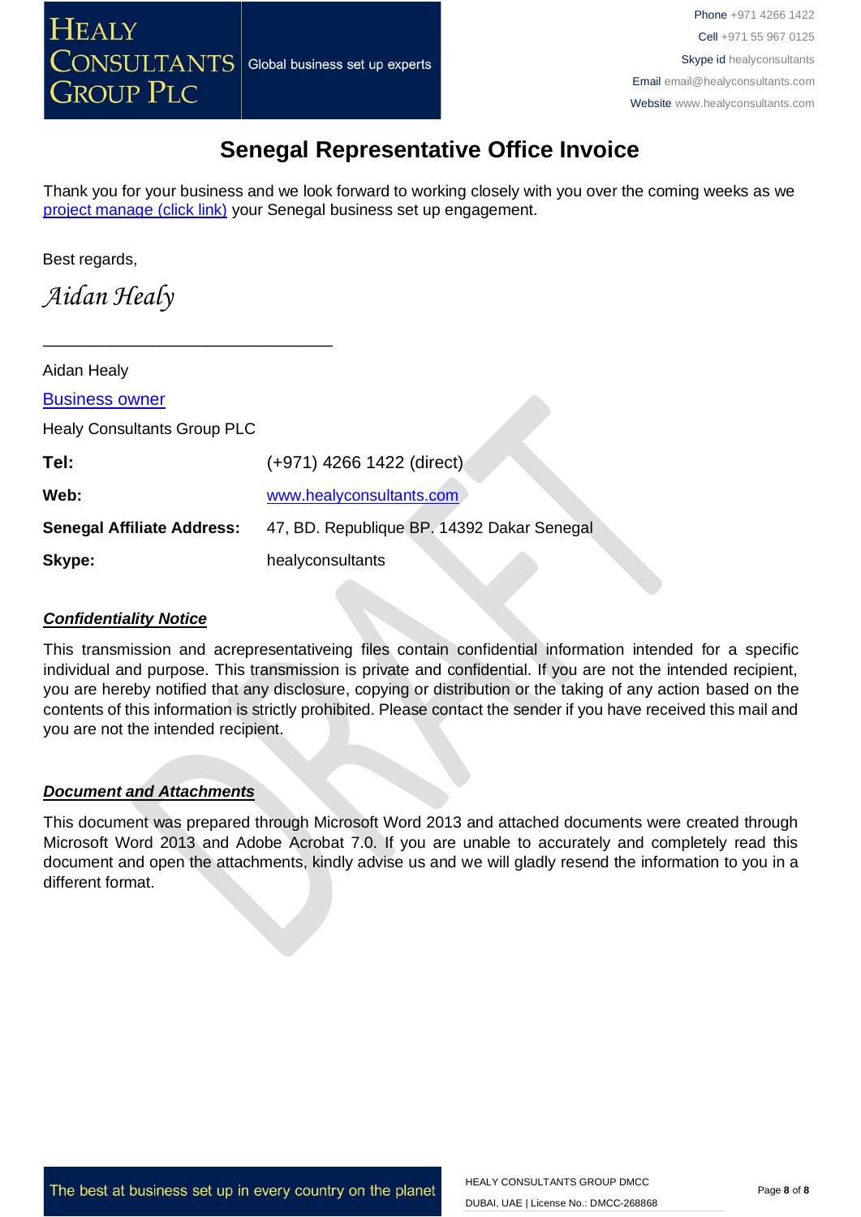# Senegal Representative Office Invoice

Thank you for your business and we look forward to working closely with you over the coming weeks as we [project manage (click link)]() your Senegal business set up engagement.

Best regards,

*Aidan Healy*

______________________________

Aidan Healy

[Business owner]()

Healy Consultants Group PLC

| | |
|---|---|
| **Tel:** | (+971) 4266 1422 (direct) |
| **Web:** | [www.healyconsultants.com]() |
| **Senegal Affiliate Address:** | 47, BD. Republique BP. 14392 Dakar Senegal |
| **Skype:** | healyconsultants |

***Confidentiality Notice***

This transmission and acrepresentativeing files contain confidential information intended for a specific individual and purpose. This transmission is private and confidential. If you are not the intended recipient, you are hereby notified that any disclosure, copying or distribution or the taking of any action based on the contents of this information is strictly prohibited. Please contact the sender if you have received this mail and you are not the intended recipient.

***Document and Attachments***

This document was prepared through Microsoft Word 2013 and attached documents were created through Microsoft Word 2013 and Adobe Acrobat 7.0. If you are unable to accurately and completely read this document and open the attachments, kindly advise us and we will gladly resend the information to you in a different format.